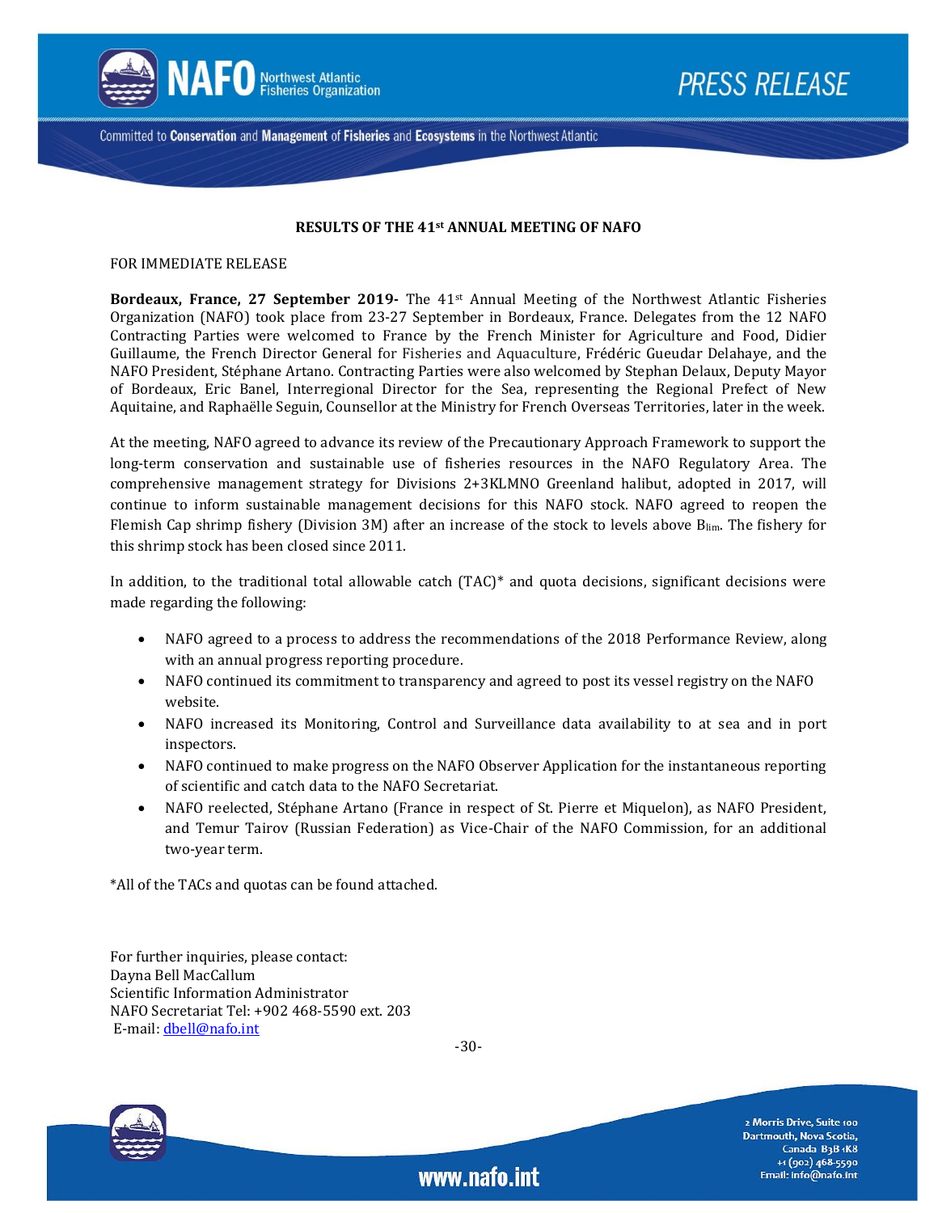# RESULTS OF THE 41st ANNUAL MEETING OF NAFO

FOR IMMEDIATE RELEASE

**Bordeaux, France, 27 September 2019-** The 41st Annual Meeting of the Northwest Atlantic Fisheries Organization (NAFO) took place from 23-27 September in Bordeaux, France. Delegates from the 12 NAFO Contracting Parties were welcomed to France by the French Minister for Agriculture and Food, Didier Guillaume, the French Director General for Fisheries and Aquaculture, Frédéric Gueudar Delahaye, and the NAFO President, Stéphane Artano. Contracting Parties were also welcomed by Stephan Delaux, Deputy Mayor of Bordeaux, Eric Banel, Interregional Director for the Sea, representing the Regional Prefect of New Aquitaine, and Raphaëlle Seguin, Counsellor at the Ministry for French Overseas Territories, later in the week.

At the meeting, NAFO agreed to advance its review of the Precautionary Approach Framework to support the long-term conservation and sustainable use of fisheries resources in the NAFO Regulatory Area. The comprehensive management strategy for Divisions 2+3KLMNO Greenland halibut, adopted in 2017, will continue to inform sustainable management decisions for this NAFO stock. NAFO agreed to reopen the Flemish Cap shrimp fishery (Division 3M) after an increase of the stock to levels above $B_{lim}$. The fishery for this shrimp stock has been closed since 2011.

In addition, to the traditional total allowable catch (TAC)* and quota decisions, significant decisions were made regarding the following:

- NAFO agreed to a process to address the recommendations of the 2018 Performance Review, along with an annual progress reporting procedure.
- NAFO continued its commitment to transparency and agreed to post its vessel registry on the NAFO website.
- NAFO increased its Monitoring, Control and Surveillance data availability to at sea and in port inspectors.
- NAFO continued to make progress on the NAFO Observer Application for the instantaneous reporting of scientific and catch data to the NAFO Secretariat.
- NAFO reelected, Stéphane Artano (France in respect of St. Pierre et Miquelon), as NAFO President, and Temur Tairov (Russian Federation) as Vice-Chair of the NAFO Commission, for an additional two-year term.

*All of the TACs and quotas can be found attached.

For further inquiries, please contact:
Dayna Bell MacCallum
Scientific Information Administrator
NAFO Secretariat Tel: +902 468-5590 ext. 203
E-mail: dbell@nafo.int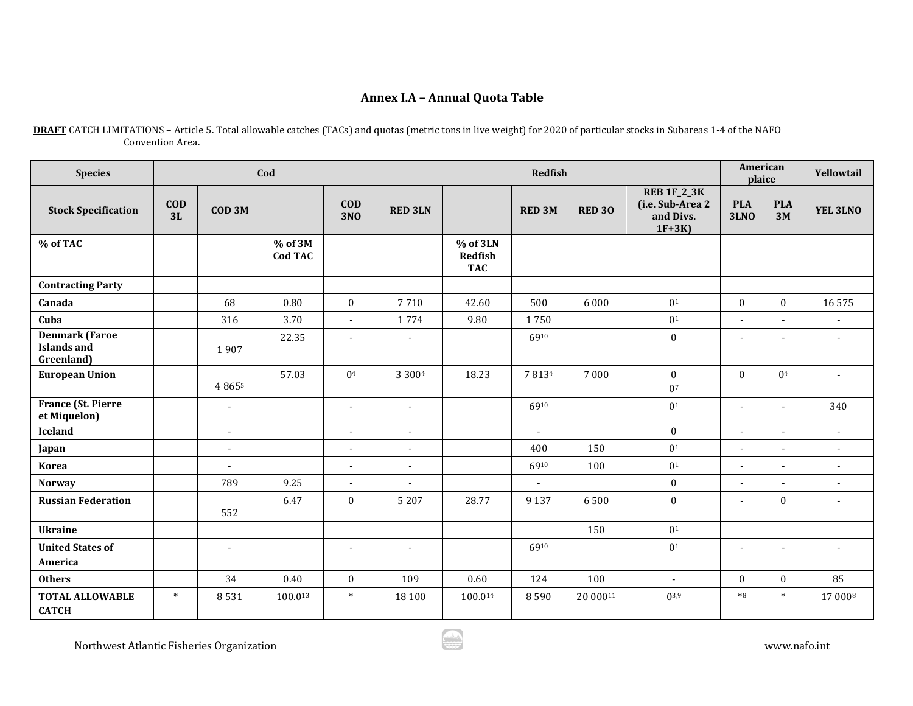## Annex I.A – Annual Quota Table

**DRAFT** CATCH LIMITATIONS – Article 5. Total allowable catches (TACs) and quotas (metric tons in live weight) for 2020 of particular stocks in Subareas 1-4 of the NAFO Convention Area.

| Species | Cod | | | | Redfish | | | | | American plaice | | Yellowtail |
|---|---|---|---|---|---|---|---|---|---|---|---|---|
| **Stock Specification** | **COD 3L** | **COD 3M** | | **COD 3NO** | **RED 3LN** | | **RED 3M** | **RED 3O** | **REB 1F_2_3K (i.e. Sub-Area 2 and Divs. 1F+3K)** | **PLA 3LNO** | **PLA 3M** | **YEL 3LNO** |
| **% of TAC** | | | **% of 3M Cod TAC** | | | **% of 3LN Redfish TAC** | | | | | | |
| **Contracting Party** | | | | | | | | | | | | |
| **Canada** | | 68 | 0.80 | 0 | 7 710 | 42.60 | 500 | 6 000 | 0[1] | 0 | 0 | 16 575 |
| **Cuba** | | 316 | 3.70 | - | 1 774 | 9.80 | 1 750 | | 0[1] | - | - | - |
| **Denmark (Faroe Islands and Greenland)** | | 1 907 | 22.35 | - | - | | 69[10] | | 0 | - | - | - |
| **European Union** | | 4 865[5] | 57.03 | 0[4] | 3 300[4] | 18.23 | 7 813[4] | 7 000 | 0<br>0[7] | 0 | 0[4] | - |
| **France (St. Pierre et Miquelon)** | | - | | - | - | | 69[10] | | 0[1] | - | - | 340 |
| **Iceland** | | - | | - | - | | - | | 0 | - | - | - |
| **Japan** | | - | | - | - | | 400 | 150 | 0[1] | - | - | - |
| **Korea** | | - | | - | - | | 69[10] | 100 | 0[1] | - | - | - |
| **Norway** | | 789 | 9.25 | - | - | | - | | 0 | - | - | - |
| **Russian Federation** | | 552 | 6.47 | 0 | 5 207 | 28.77 | 9 137 | 6 500 | 0 | - | 0 | - |
| **Ukraine** | | | | | | | | 150 | 0[1] | | | |
| **United States of America** | | - | | - | - | | 69[10] | | 0[1] | - | - | - |
| **Others** | | 34 | 0.40 | 0 | 109 | 0.60 | 124 | 100 | - | 0 | 0 | 85 |
| **TOTAL ALLOWABLE CATCH** | * | 8 531 | 100.0[13] | * | 18 100 | 100.0[14] | 8 590 | 20 000[11] | 0[3,9] | *[8] | * | 17 000[8] |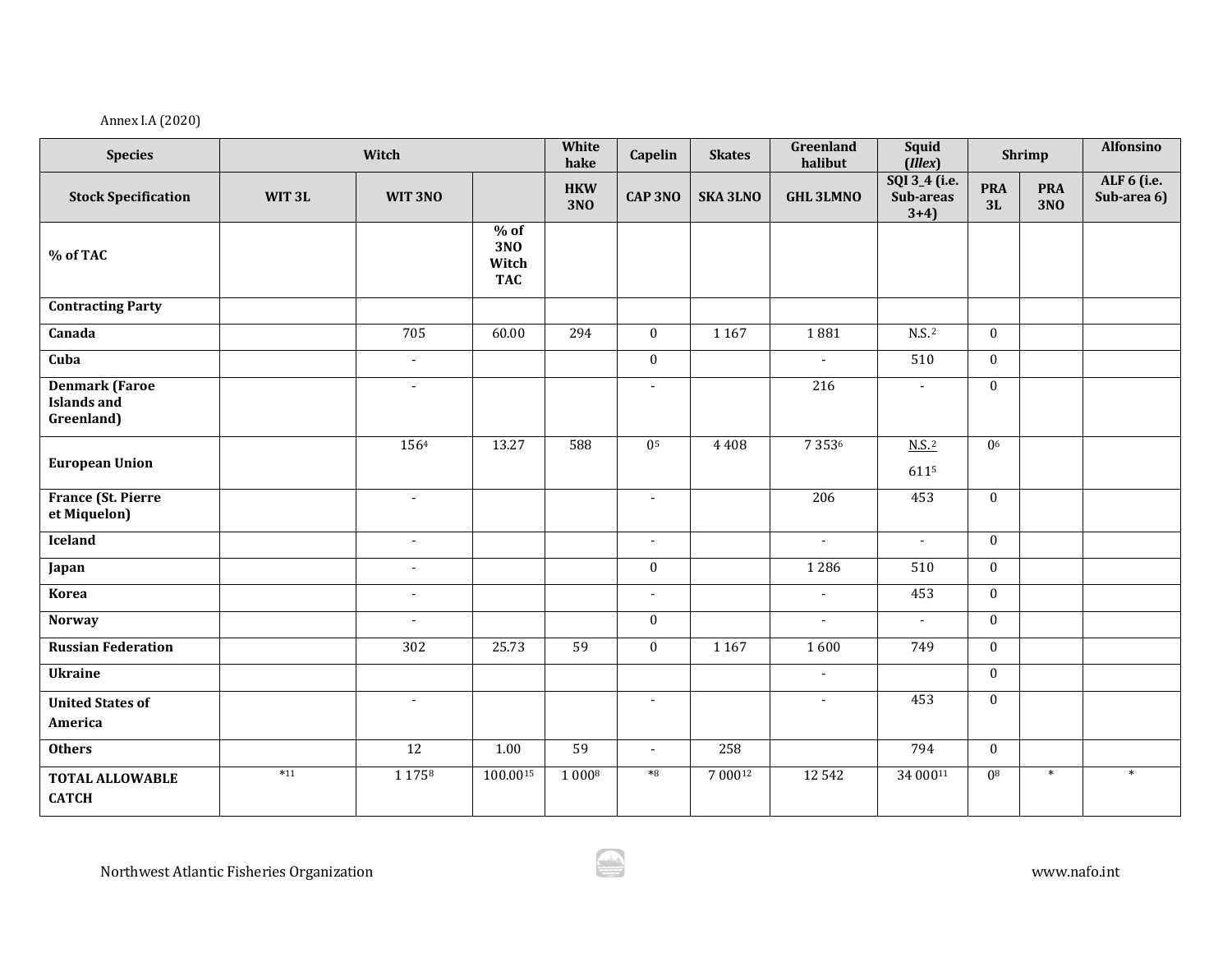Annex I.A (2020)

| Species | Witch | | | White hake | Capelin | Skates | Greenland halibut | Squid (*Illex*) | Shrimp | | Alfonsino |
|---|---|---|---|---|---|---|---|---|---|---|---|
| **Stock Specification** | **WIT 3L** | **WIT 3NO** | | **HKW 3NO** | **CAP 3NO** | **SKA 3LNO** | **GHL 3LMNO** | **SQI 3_4 (i.e. Sub-areas 3+4)** | **PRA 3L** | **PRA 3NO** | **ALF 6 (i.e. Sub-area 6)** |
| **% of TAC** | | | **% of 3NO Witch TAC** | | | | | | | | |
| **Contracting Party** | | | | | | | | | | | |
| **Canada** | | 705 | 60.00 | 294 | 0 | 1 167 | 1 881 | N.S.[2] | 0 | | |
| **Cuba** | | - | | | 0 | | - | 510 | 0 | | |
| **Denmark (Faroe Islands and Greenland)** | | - | | | - | | 216 | - | 0 | | |
| **European Union** | | 156[4] | 13.27 | 588 | 0[5] | 4 408 | 7 353[6] | N.S.[2] 611[5] | 0[6] | | |
| **France (St. Pierre et Miquelon)** | | - | | | - | | 206 | 453 | 0 | | |
| **Iceland** | | - | | | - | | - | - | 0 | | |
| **Japan** | | - | | | 0 | | 1 286 | 510 | 0 | | |
| **Korea** | | - | | | - | | - | 453 | 0 | | |
| **Norway** | | - | | | 0 | | - | - | 0 | | |
| **Russian Federation** | | 302 | 25.73 | 59 | 0 | 1 167 | 1 600 | 749 | 0 | | |
| **Ukraine** | | | | | | | - | | 0 | | |
| **United States of America** | | - | | | - | | - | 453 | 0 | | |
| **Others** | | 12 | 1.00 | 59 | - | 258 | | 794 | 0 | | |
| **TOTAL ALLOWABLE CATCH** | *[11] | 1 175[8] | 100.00[15] | 1 000[8] | *[8] | 7 000[12] | 12 542 | 34 000[11] | 0[8] | * | * |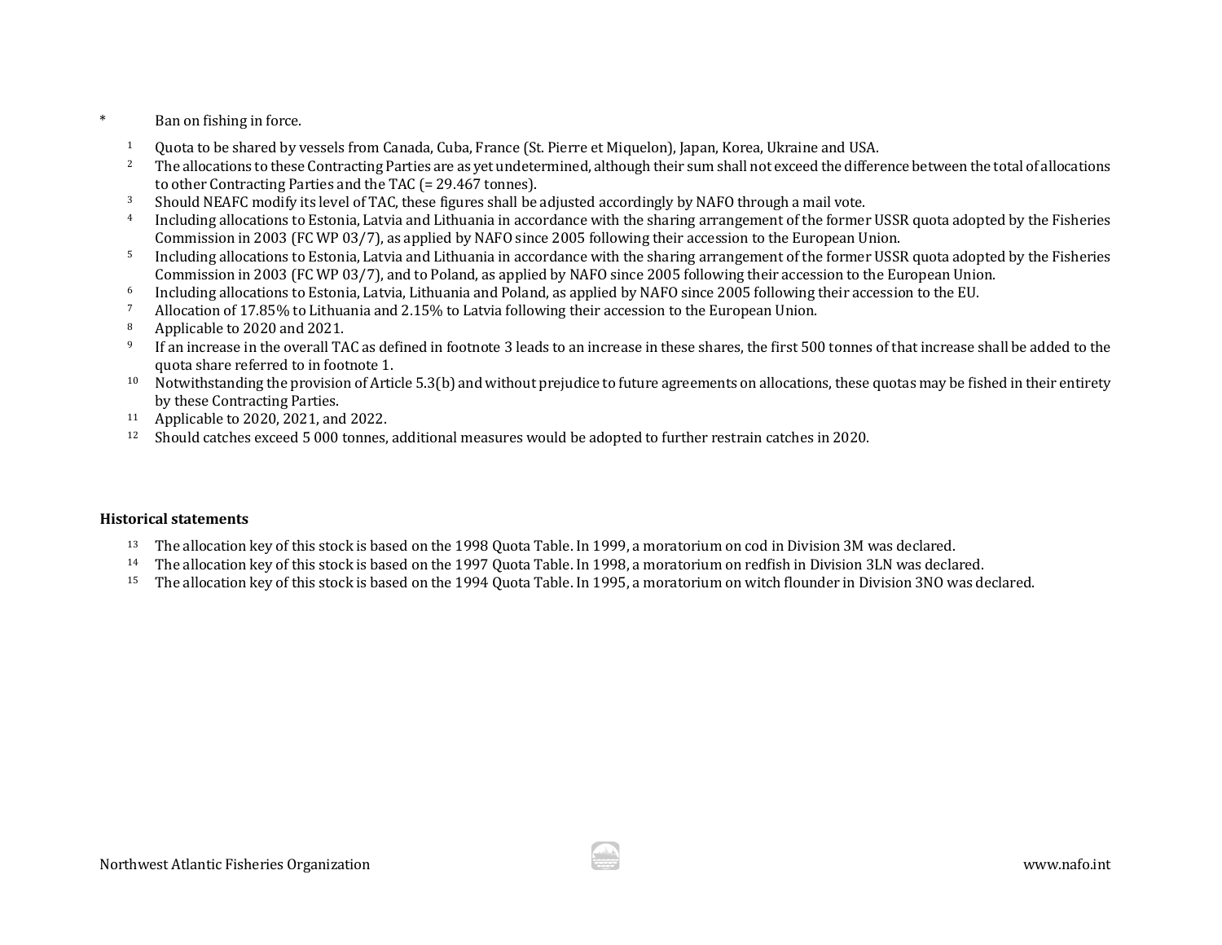\* Ban on fishing in force.

[1] Quota to be shared by vessels from Canada, Cuba, France (St. Pierre et Miquelon), Japan, Korea, Ukraine and USA.

[2] The allocations to these Contracting Parties are as yet undetermined, although their sum shall not exceed the difference between the total of allocations to other Contracting Parties and the TAC (= 29.467 tonnes).

[3] Should NEAFC modify its level of TAC, these figures shall be adjusted accordingly by NAFO through a mail vote.

[4] Including allocations to Estonia, Latvia and Lithuania in accordance with the sharing arrangement of the former USSR quota adopted by the Fisheries Commission in 2003 (FC WP 03/7), as applied by NAFO since 2005 following their accession to the European Union.

[5] Including allocations to Estonia, Latvia and Lithuania in accordance with the sharing arrangement of the former USSR quota adopted by the Fisheries Commission in 2003 (FC WP 03/7), and to Poland, as applied by NAFO since 2005 following their accession to the European Union.

[6] Including allocations to Estonia, Latvia, Lithuania and Poland, as applied by NAFO since 2005 following their accession to the EU.

[7] Allocation of 17.85% to Lithuania and 2.15% to Latvia following their accession to the European Union.

[8] Applicable to 2020 and 2021.

[9] If an increase in the overall TAC as defined in footnote 3 leads to an increase in these shares, the first 500 tonnes of that increase shall be added to the quota share referred to in footnote 1.

[10] Notwithstanding the provision of Article 5.3(b) and without prejudice to future agreements on allocations, these quotas may be fished in their entirety by these Contracting Parties.

[11] Applicable to 2020, 2021, and 2022.

[12] Should catches exceed 5 000 tonnes, additional measures would be adopted to further restrain catches in 2020.

**Historical statements**

[13] The allocation key of this stock is based on the 1998 Quota Table. In 1999, a moratorium on cod in Division 3M was declared.

[14] The allocation key of this stock is based on the 1997 Quota Table. In 1998, a moratorium on redfish in Division 3LN was declared.

[15] The allocation key of this stock is based on the 1994 Quota Table. In 1995, a moratorium on witch flounder in Division 3NO was declared.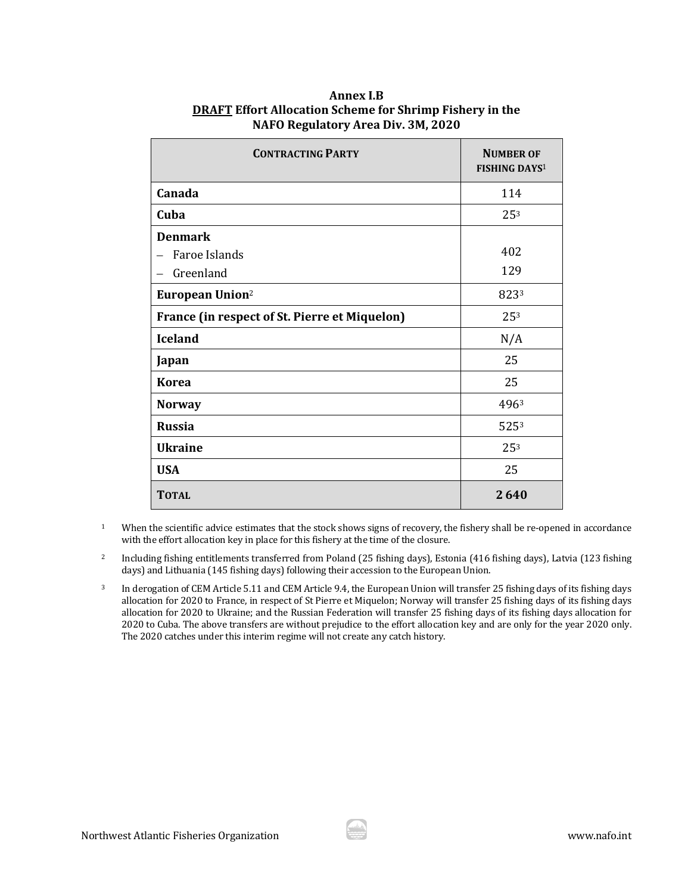**Annex I.B**

**DRAFT Effort Allocation Scheme for Shrimp Fishery in the NAFO Regulatory Area Div. 3M, 2020**

| CONTRACTING PARTY | NUMBER OF FISHING DAYS[1] |
|---|---|
| **Canada** | 114 |
| **Cuba** | 25[3] |
| **Denmark** | |
| – Faroe Islands | 402 |
| – Greenland | 129 |
| **European Union**[2] | 823[3] |
| **France (in respect of St. Pierre et Miquelon)** | 25[3] |
| **Iceland** | N/A |
| **Japan** | 25 |
| **Korea** | 25 |
| **Norway** | 496[3] |
| **Russia** | 525[3] |
| **Ukraine** | 25[3] |
| **USA** | 25 |
| **TOTAL** | **2 640** |

[1] When the scientific advice estimates that the stock shows signs of recovery, the fishery shall be re-opened in accordance with the effort allocation key in place for this fishery at the time of the closure.

[2] Including fishing entitlements transferred from Poland (25 fishing days), Estonia (416 fishing days), Latvia (123 fishing days) and Lithuania (145 fishing days) following their accession to the European Union.

[3] In derogation of CEM Article 5.11 and CEM Article 9.4, the European Union will transfer 25 fishing days of its fishing days allocation for 2020 to France, in respect of St Pierre et Miquelon; Norway will transfer 25 fishing days of its fishing days allocation for 2020 to Ukraine; and the Russian Federation will transfer 25 fishing days of its fishing days allocation for 2020 to Cuba. The above transfers are without prejudice to the effort allocation key and are only for the year 2020 only. The 2020 catches under this interim regime will not create any catch history.